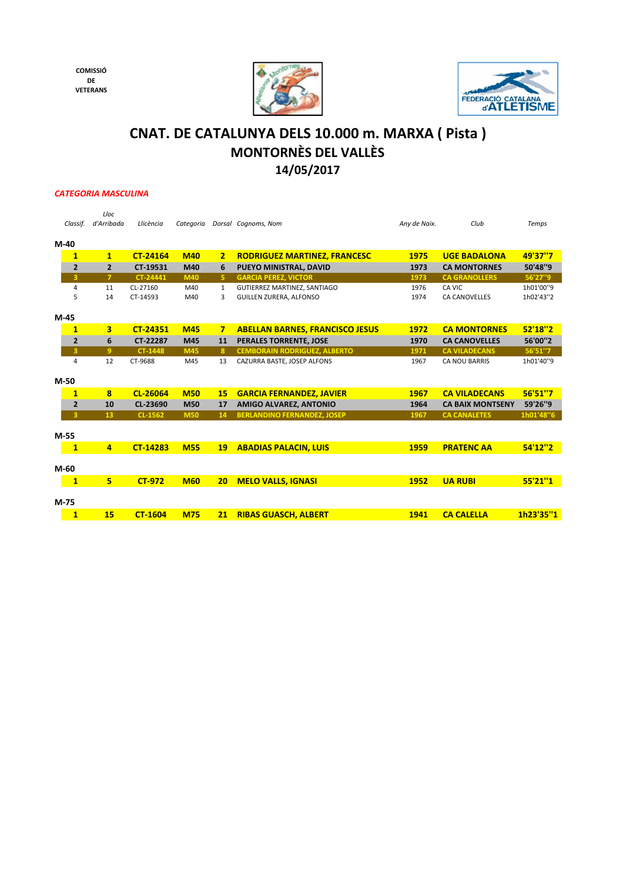COMISSIÓ
DE
VETERANS

# CNAT. DE CATALUNYA DELS 10.000 m. MARXA ( Pista )
## MONTORNÈS DEL VALLÈS
## 14/05/2017

*CATEGORIA MASCULINA*

| *Classif.* | *Lloc d'Arribada* | *Llicència* | *Categoria* | *Dorsal* | *Cognoms, Nom* | *Any de Naix.* | *Club* | *Temps* |
|---|---|---|---|---|---|---|---|---|
| **M-40** | | | | | | | | |
| **1** | **1** | **CT-24164** | **M40** | **2** | **RODRIGUEZ MARTINEZ, FRANCESC** | **1975** | **UGE BADALONA** | **49'37''7** |
| **2** | **2** | **CT-19531** | **M40** | **6** | **PUEYO MINISTRAL, DAVID** | **1973** | **CA MONTORNES** | **50'48''9** |
| **3** | **7** | **CT-24441** | **M40** | **5** | **GARCIA PEREZ, VICTOR** | **1973** | **CA GRANOLLERS** | **56'27''9** |
| 4 | 11 | CL-27160 | M40 | 1 | GUTIERREZ MARTINEZ, SANTIAGO | 1976 | CA VIC | 1h01'00''9 |
| 5 | 14 | CT-14593 | M40 | 3 | GUILLEN ZURERA, ALFONSO | 1974 | CA CANOVELLES | 1h02'43''2 |
| **M-45** | | | | | | | | |
| **1** | **3** | **CT-24351** | **M45** | **7** | **ABELLAN BARNES, FRANCISCO JESUS** | **1972** | **CA MONTORNES** | **52'18''2** |
| **2** | **6** | **CT-22287** | **M45** | **11** | **PERALES TORRENTE, JOSE** | **1970** | **CA CANOVELLES** | **56'00''2** |
| **3** | **9** | **CT-1448** | **M45** | **8** | **CEMBORAIN RODRIGUEZ, ALBERTO** | **1971** | **CA VILADECANS** | **56'51''7** |
| 4 | 12 | CT-9688 | M45 | 13 | CAZURRA BASTE, JOSEP ALFONS | 1967 | CA NOU BARRIS | 1h01'40''9 |
| **M-50** | | | | | | | | |
| **1** | **8** | **CL-26064** | **M50** | **15** | **GARCIA FERNANDEZ, JAVIER** | **1967** | **CA VILADECANS** | **56'51''7** |
| **2** | **10** | **CL-23690** | **M50** | **17** | **AMIGO ALVAREZ, ANTONIO** | **1964** | **CA BAIX MONTSENY** | **59'26''9** |
| **3** | **13** | **CL-1562** | **M50** | **14** | **BERLANDINO FERNANDEZ, JOSEP** | **1967** | **CA CANALETES** | **1h01'48''6** |
| **M-55** | | | | | | | | |
| **1** | **4** | **CT-14283** | **M55** | **19** | **ABADIAS PALACIN, LUIS** | **1959** | **PRATENC AA** | **54'12''2** |
| **M-60** | | | | | | | | |
| **1** | **5** | **CT-972** | **M60** | **20** | **MELO VALLS, IGNASI** | **1952** | **UA RUBI** | **55'21''1** |
| **M-75** | | | | | | | | |
| **1** | **15** | **CT-1604** | **M75** | **21** | **RIBAS GUASCH, ALBERT** | **1941** | **CA CALELLA** | **1h23'35''1** |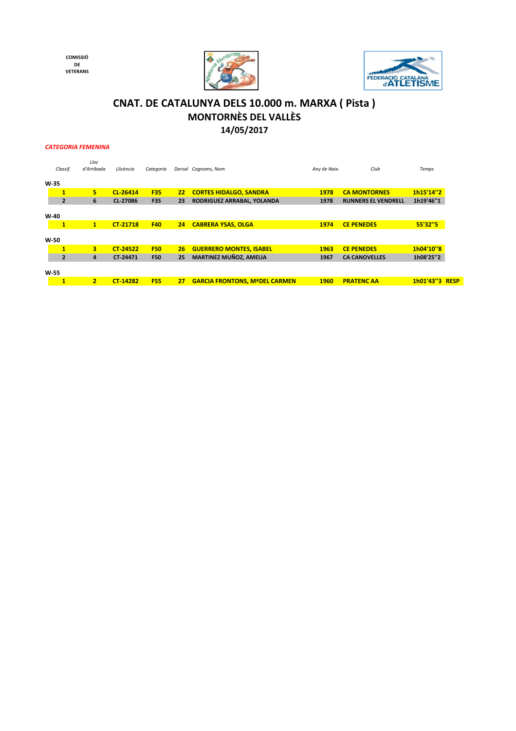COMISSIÓ
DE
VETERANS

# CNAT. DE CATALUNYA DELS 10.000 m. MARXA ( Pista )
## MONTORNÈS DEL VALLÈS
## 14/05/2017

*CATEGORIA FEMENINA*

| Classif. | Lloc d'Arribada | Llicència | Categoria | Dorsal | Cognoms, Nom | Any de Naix. | Club | Temps | |
|---|---|---|---|---|---|---|---|---|---|
| **W-35** | | | | | | | | | |
| **1** | **5** | **CL-26414** | **F35** | **22** | **CORTES HIDALGO, SANDRA** | **1978** | **CA MONTORNES** | **1h15'14''2** | |
| **2** | **6** | **CL-27086** | **F35** | **23** | **RODRIGUEZ ARRABAL, YOLANDA** | **1978** | **RUNNERS EL VENDRELL** | **1h19'46''1** | |
| **W-40** | | | | | | | | | |
| **1** | **1** | **CT-21718** | **F40** | **24** | **CABRERA YSAS, OLGA** | **1974** | **CE PENEDES** | **55'32''5** | |
| **W-50** | | | | | | | | | |
| **1** | **3** | **CT-24522** | **F50** | **26** | **GUERRERO MONTES, ISABEL** | **1963** | **CE PENEDES** | **1h04'10''8** | |
| **2** | **4** | **CT-24471** | **F50** | **25** | **MARTINEZ MUÑOZ, AMELIA** | **1967** | **CA CANOVELLES** | **1h08'25''2** | |
| **W-55** | | | | | | | | | |
| **1** | **2** | **CT-14282** | **F55** | **27** | **GARCIA FRONTONS, MªDEL CARMEN** | **1960** | **PRATENC AA** | **1h01'43''3** | **RESP** |